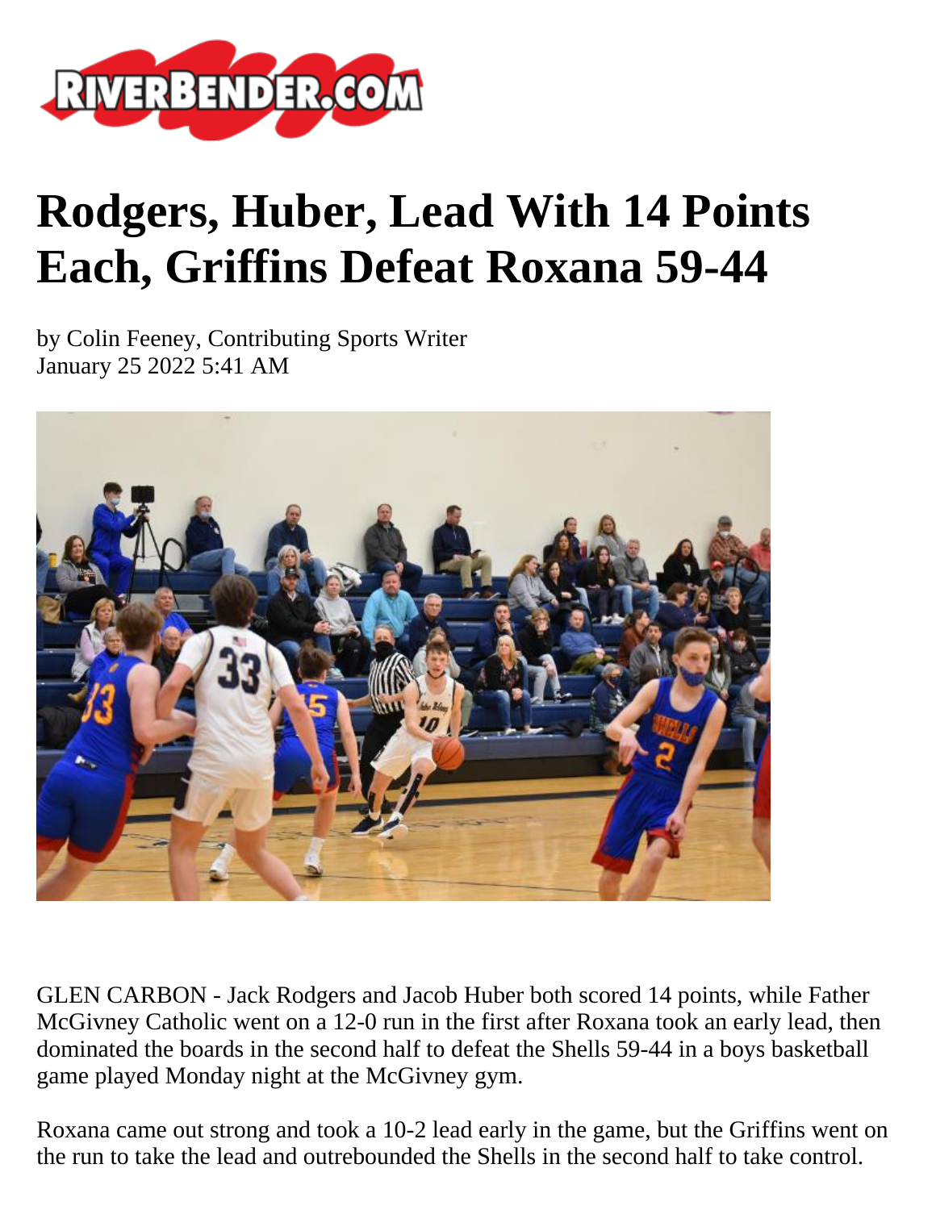# Rodgers, Huber, Lead With 14 Points Each, Griffins Defeat Roxana 59-44

by Colin Feeney, Contributing Sports Writer
January 25 2022 5:41 AM

GLEN CARBON - Jack Rodgers and Jacob Huber both scored 14 points, while Father McGivney Catholic went on a 12-0 run in the first after Roxana took an early lead, then dominated the boards in the second half to defeat the Shells 59-44 in a boys basketball game played Monday night at the McGivney gym.

Roxana came out strong and took a 10-2 lead early in the game, but the Griffins went on the run to take the lead and outrebounded the Shells in the second half to take control.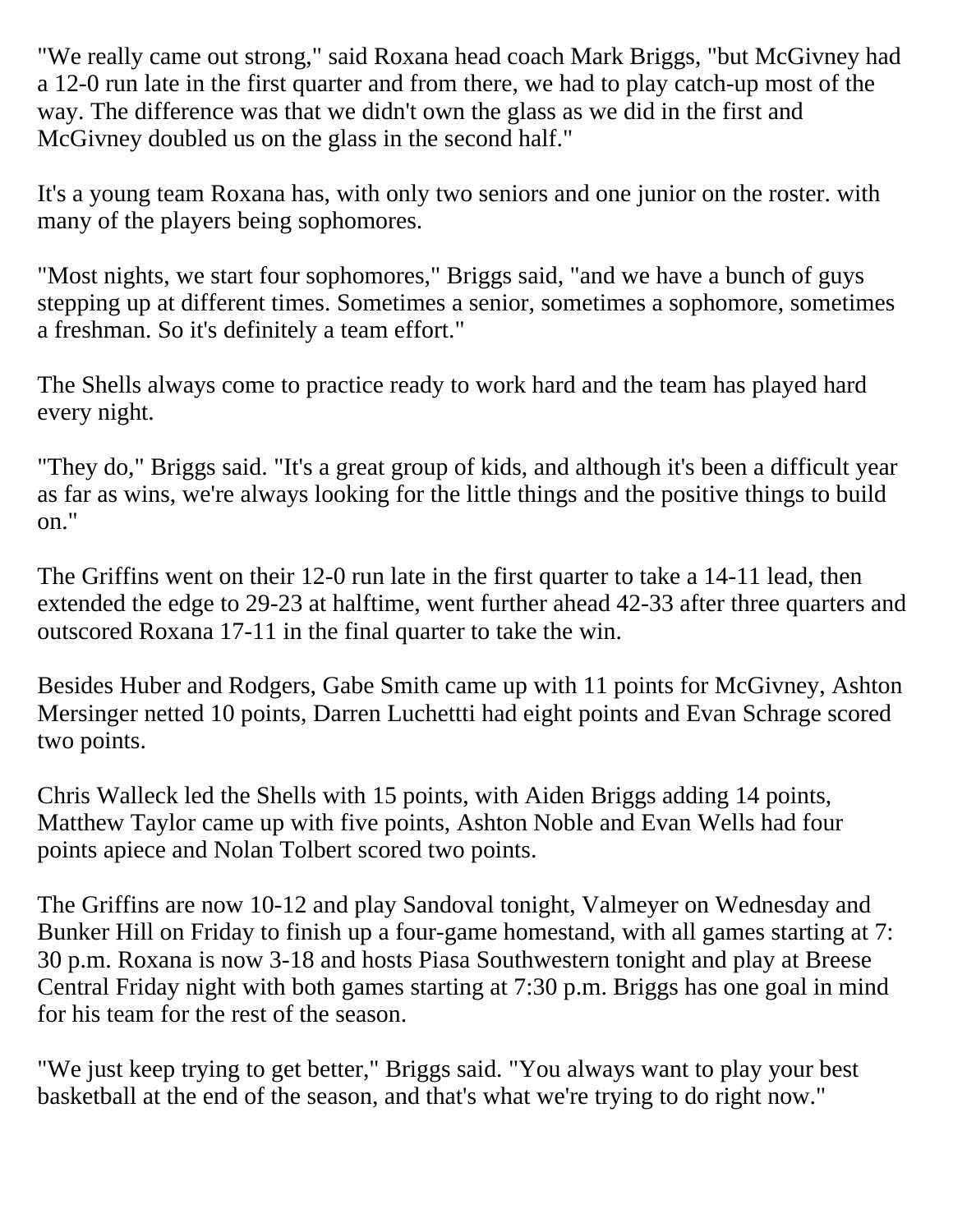"We really came out strong," said Roxana head coach Mark Briggs, "but McGivney had a 12-0 run late in the first quarter and from there, we had to play catch-up most of the way. The difference was that we didn't own the glass as we did in the first and McGivney doubled us on the glass in the second half."

It's a young team Roxana has, with only two seniors and one junior on the roster. with many of the players being sophomores.

"Most nights, we start four sophomores," Briggs said, "and we have a bunch of guys stepping up at different times. Sometimes a senior, sometimes a sophomore, sometimes a freshman. So it's definitely a team effort."

The Shells always come to practice ready to work hard and the team has played hard every night.

"They do," Briggs said. "It's a great group of kids, and although it's been a difficult year as far as wins, we're always looking for the little things and the positive things to build on."

The Griffins went on their 12-0 run late in the first quarter to take a 14-11 lead, then extended the edge to 29-23 at halftime, went further ahead 42-33 after three quarters and outscored Roxana 17-11 in the final quarter to take the win.

Besides Huber and Rodgers, Gabe Smith came up with 11 points for McGivney, Ashton Mersinger netted 10 points, Darren Luchettti had eight points and Evan Schrage scored two points.

Chris Walleck led the Shells with 15 points, with Aiden Briggs adding 14 points, Matthew Taylor came up with five points, Ashton Noble and Evan Wells had four points apiece and Nolan Tolbert scored two points.

The Griffins are now 10-12 and play Sandoval tonight, Valmeyer on Wednesday and Bunker Hill on Friday to finish up a four-game homestand, with all games starting at 7:30 p.m. Roxana is now 3-18 and hosts Piasa Southwestern tonight and play at Breese Central Friday night with both games starting at 7:30 p.m. Briggs has one goal in mind for his team for the rest of the season.

"We just keep trying to get better," Briggs said. "You always want to play your best basketball at the end of the season, and that's what we're trying to do right now."